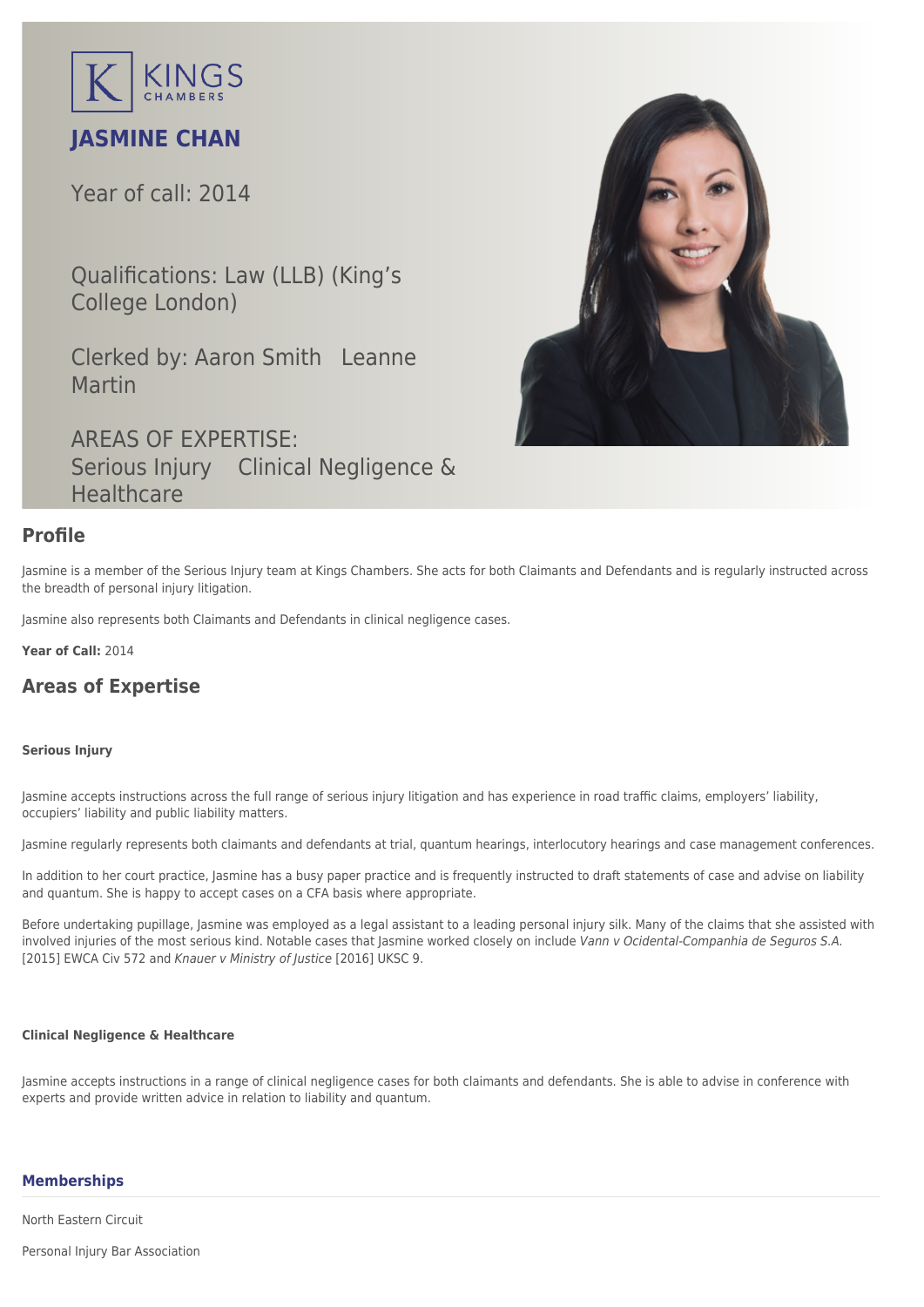KINGS CHAMBERS

# JASMINE CHAN

Year of call: 2014

Qualifications: Law (LLB) (King's College London)

Clerked by: Aaron Smith   Leanne Martin

AREAS OF EXPERTISE:
Serious Injury   Clinical Negligence & Healthcare

## Profile

Jasmine is a member of the Serious Injury team at Kings Chambers. She acts for both Claimants and Defendants and is regularly instructed across the breadth of personal injury litigation.

Jasmine also represents both Claimants and Defendants in clinical negligence cases.

**Year of Call:** 2014

## Areas of Expertise

#### Serious Injury

Jasmine accepts instructions across the full range of serious injury litigation and has experience in road traffic claims, employers' liability, occupiers' liability and public liability matters.

Jasmine regularly represents both claimants and defendants at trial, quantum hearings, interlocutory hearings and case management conferences.

In addition to her court practice, Jasmine has a busy paper practice and is frequently instructed to draft statements of case and advise on liability and quantum. She is happy to accept cases on a CFA basis where appropriate.

Before undertaking pupillage, Jasmine was employed as a legal assistant to a leading personal injury silk. Many of the claims that she assisted with involved injuries of the most serious kind. Notable cases that Jasmine worked closely on include *Vann v Ocidental-Companhia de Seguros S.A.* [2015] EWCA Civ 572 and *Knauer v Ministry of Justice* [2016] UKSC 9.

#### Clinical Negligence & Healthcare

Jasmine accepts instructions in a range of clinical negligence cases for both claimants and defendants. She is able to advise in conference with experts and provide written advice in relation to liability and quantum.

### Memberships

North Eastern Circuit

Personal Injury Bar Association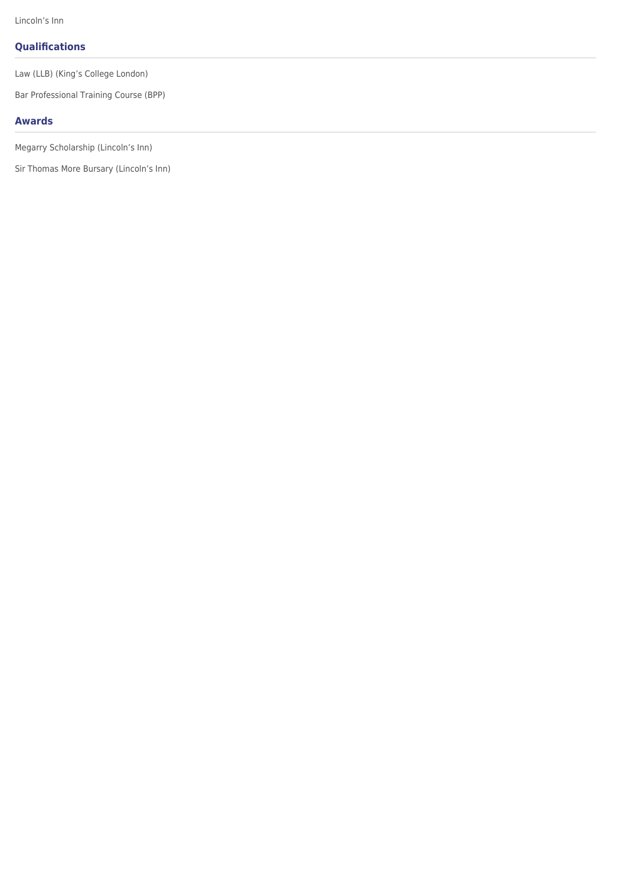Lincoln’s Inn

## Qualifications

Law (LLB) (King’s College London)

Bar Professional Training Course (BPP)

## Awards

Megarry Scholarship (Lincoln’s Inn)

Sir Thomas More Bursary (Lincoln’s Inn)